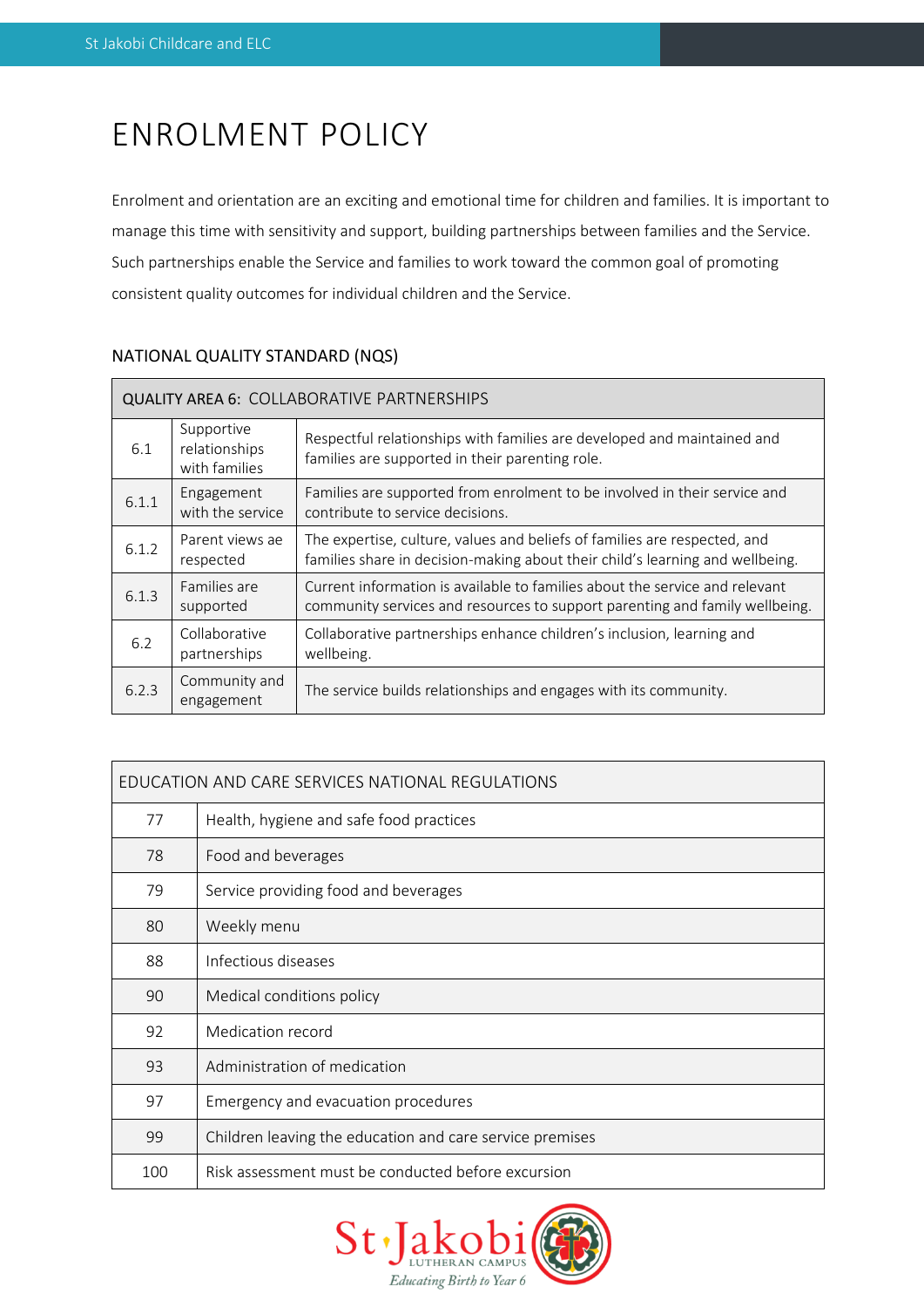# ENROLMENT POLICY

Enrolment and orientation are an exciting and emotional time for children and families. It is important to manage this time with sensitivity and support, building partnerships between families and the Service. Such partnerships enable the Service and families to work toward the common goal of promoting consistent quality outcomes for individual children and the Service.

## NATIONAL QUALITY STANDARD (NQS)

| QUALITY AREA 6: COLLABORATIVE PARTNERSHIPS | | |
|---|---|---|
| 6.1 | Supportive relationships with families | Respectful relationships with families are developed and maintained and families are supported in their parenting role. |
| 6.1.1 | Engagement with the service | Families are supported from enrolment to be involved in their service and contribute to service decisions. |
| 6.1.2 | Parent views ae respected | The expertise, culture, values and beliefs of families are respected, and families share in decision-making about their child's learning and wellbeing. |
| 6.1.3 | Families are supported | Current information is available to families about the service and relevant community services and resources to support parenting and family wellbeing. |
| 6.2 | Collaborative partnerships | Collaborative partnerships enhance children's inclusion, learning and wellbeing. |
| 6.2.3 | Community and engagement | The service builds relationships and engages with its community. |

| EDUCATION AND CARE SERVICES NATIONAL REGULATIONS | |
|---|---|
| 77 | Health, hygiene and safe food practices |
| 78 | Food and beverages |
| 79 | Service providing food and beverages |
| 80 | Weekly menu |
| 88 | Infectious diseases |
| 90 | Medical conditions policy |
| 92 | Medication record |
| 93 | Administration of medication |
| 97 | Emergency and evacuation procedures |
| 99 | Children leaving the education and care service premises |
| 100 | Risk assessment must be conducted before excursion |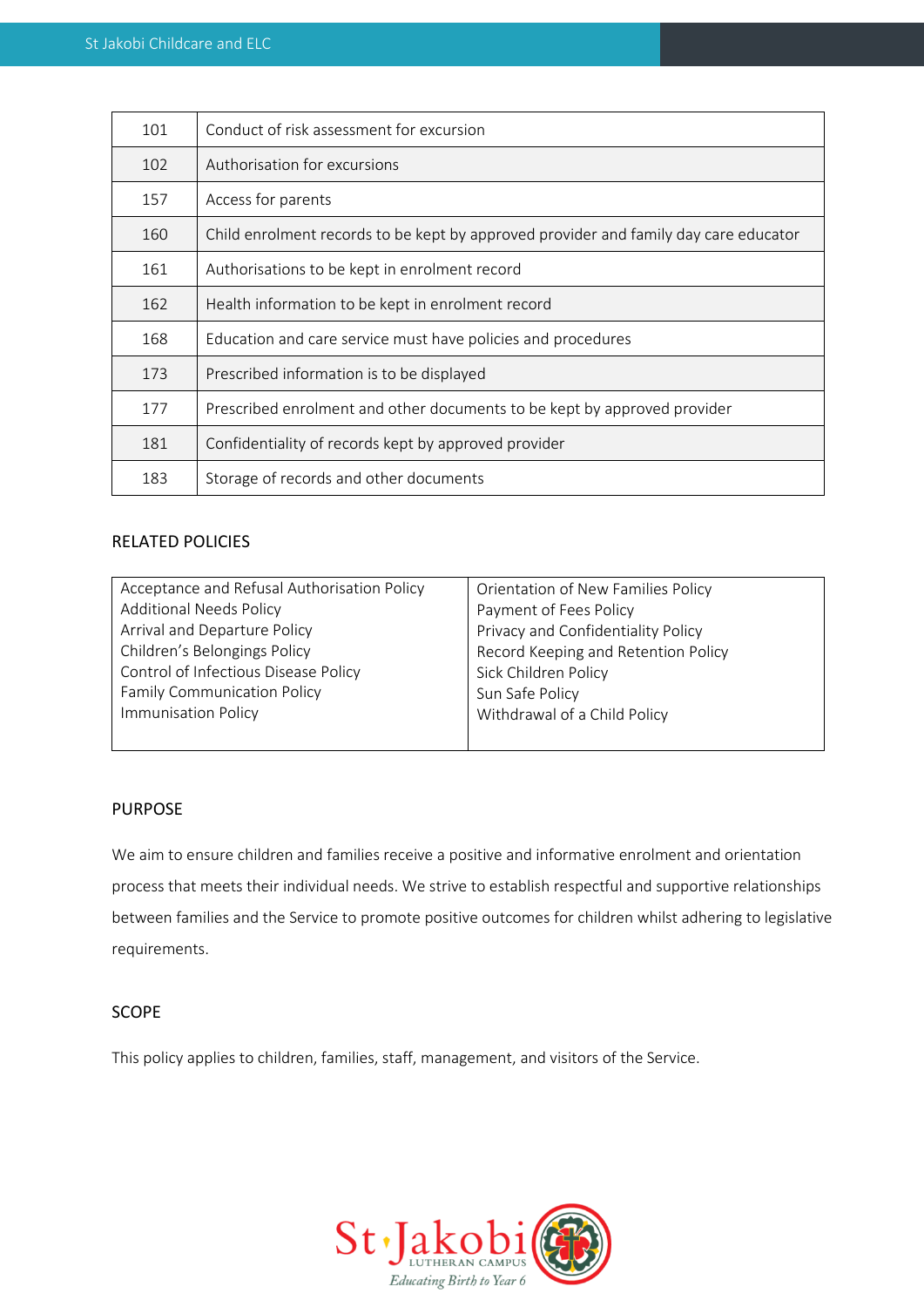| | |
|---|---|
| 101 | Conduct of risk assessment for excursion |
| 102 | Authorisation for excursions |
| 157 | Access for parents |
| 160 | Child enrolment records to be kept by approved provider and family day care educator |
| 161 | Authorisations to be kept in enrolment record |
| 162 | Health information to be kept in enrolment record |
| 168 | Education and care service must have policies and procedures |
| 173 | Prescribed information is to be displayed |
| 177 | Prescribed enrolment and other documents to be kept by approved provider |
| 181 | Confidentiality of records kept by approved provider |
| 183 | Storage of records and other documents |

## RELATED POLICIES

| | |
|---|---|
| Acceptance and Refusal Authorisation Policy<br>Additional Needs Policy<br>Arrival and Departure Policy<br>Children's Belongings Policy<br>Control of Infectious Disease Policy<br>Family Communication Policy<br>Immunisation Policy | Orientation of New Families Policy<br>Payment of Fees Policy<br>Privacy and Confidentiality Policy<br>Record Keeping and Retention Policy<br>Sick Children Policy<br>Sun Safe Policy<br>Withdrawal of a Child Policy |

## PURPOSE

We aim to ensure children and families receive a positive and informative enrolment and orientation process that meets their individual needs. We strive to establish respectful and supportive relationships between families and the Service to promote positive outcomes for children whilst adhering to legislative requirements.

## SCOPE

This policy applies to children, families, staff, management, and visitors of the Service.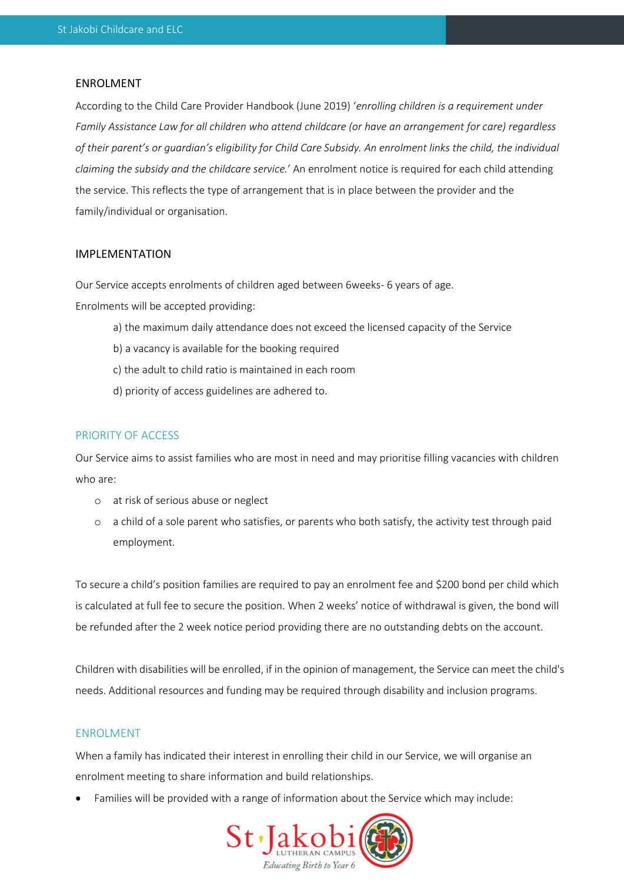## ENROLMENT

According to the Child Care Provider Handbook (June 2019) '*enrolling children is a requirement under Family Assistance Law for all children who attend childcare (or have an arrangement for care) regardless of their parent's or guardian's eligibility for Child Care Subsidy. An enrolment links the child, the individual claiming the subsidy and the childcare service.*' An enrolment notice is required for each child attending the service. This reflects the type of arrangement that is in place between the provider and the family/individual or organisation.

## IMPLEMENTATION

Our Service accepts enrolments of children aged between 6weeks- 6 years of age.

Enrolments will be accepted providing:

a) the maximum daily attendance does not exceed the licensed capacity of the Service

b) a vacancy is available for the booking required

c) the adult to child ratio is maintained in each room

d) priority of access guidelines are adhered to.

### PRIORITY OF ACCESS

Our Service aims to assist families who are most in need and may prioritise filling vacancies with children who are:

- at risk of serious abuse or neglect
- a child of a sole parent who satisfies, or parents who both satisfy, the activity test through paid employment.

To secure a child's position families are required to pay an enrolment fee and $200 bond per child which is calculated at full fee to secure the position. When 2 weeks' notice of withdrawal is given, the bond will be refunded after the 2 week notice period providing there are no outstanding debts on the account.

Children with disabilities will be enrolled, if in the opinion of management, the Service can meet the child's needs. Additional resources and funding may be required through disability and inclusion programs.

### ENROLMENT

When a family has indicated their interest in enrolling their child in our Service, we will organise an enrolment meeting to share information and build relationships.

- Families will be provided with a range of information about the Service which may include: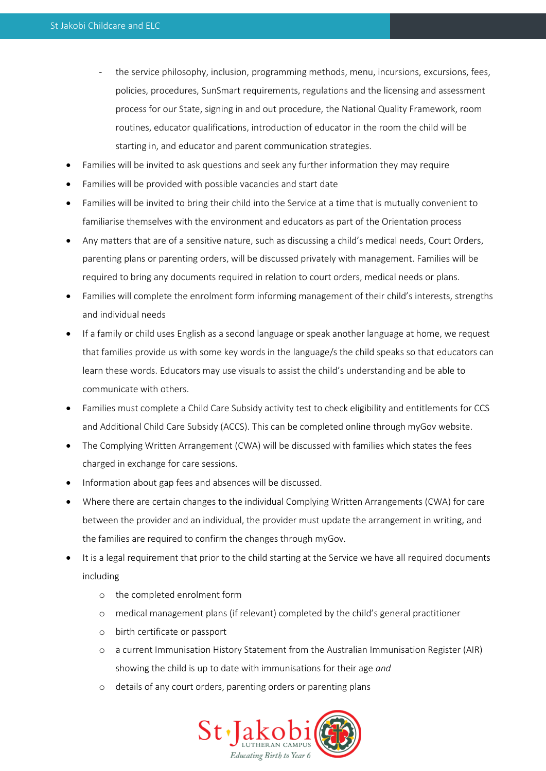- the service philosophy, inclusion, programming methods, menu, incursions, excursions, fees, policies, procedures, SunSmart requirements, regulations and the licensing and assessment process for our State, signing in and out procedure, the National Quality Framework, room routines, educator qualifications, introduction of educator in the room the child will be starting in, and educator and parent communication strategies.
- Families will be invited to ask questions and seek any further information they may require
- Families will be provided with possible vacancies and start date
- Families will be invited to bring their child into the Service at a time that is mutually convenient to familiarise themselves with the environment and educators as part of the Orientation process
- Any matters that are of a sensitive nature, such as discussing a child's medical needs, Court Orders, parenting plans or parenting orders, will be discussed privately with management. Families will be required to bring any documents required in relation to court orders, medical needs or plans.
- Families will complete the enrolment form informing management of their child's interests, strengths and individual needs
- If a family or child uses English as a second language or speak another language at home, we request that families provide us with some key words in the language/s the child speaks so that educators can learn these words. Educators may use visuals to assist the child's understanding and be able to communicate with others.
- Families must complete a Child Care Subsidy activity test to check eligibility and entitlements for CCS and Additional Child Care Subsidy (ACCS). This can be completed online through myGov website.
- The Complying Written Arrangement (CWA) will be discussed with families which states the fees charged in exchange for care sessions.
- Information about gap fees and absences will be discussed.
- Where there are certain changes to the individual Complying Written Arrangements (CWA) for care between the provider and an individual, the provider must update the arrangement in writing, and the families are required to confirm the changes through myGov.
- It is a legal requirement that prior to the child starting at the Service we have all required documents including
  - the completed enrolment form
  - medical management plans (if relevant) completed by the child's general practitioner
  - birth certificate or passport
  - a current Immunisation History Statement from the Australian Immunisation Register (AIR) showing the child is up to date with immunisations for their age *and*
  - details of any court orders, parenting orders or parenting plans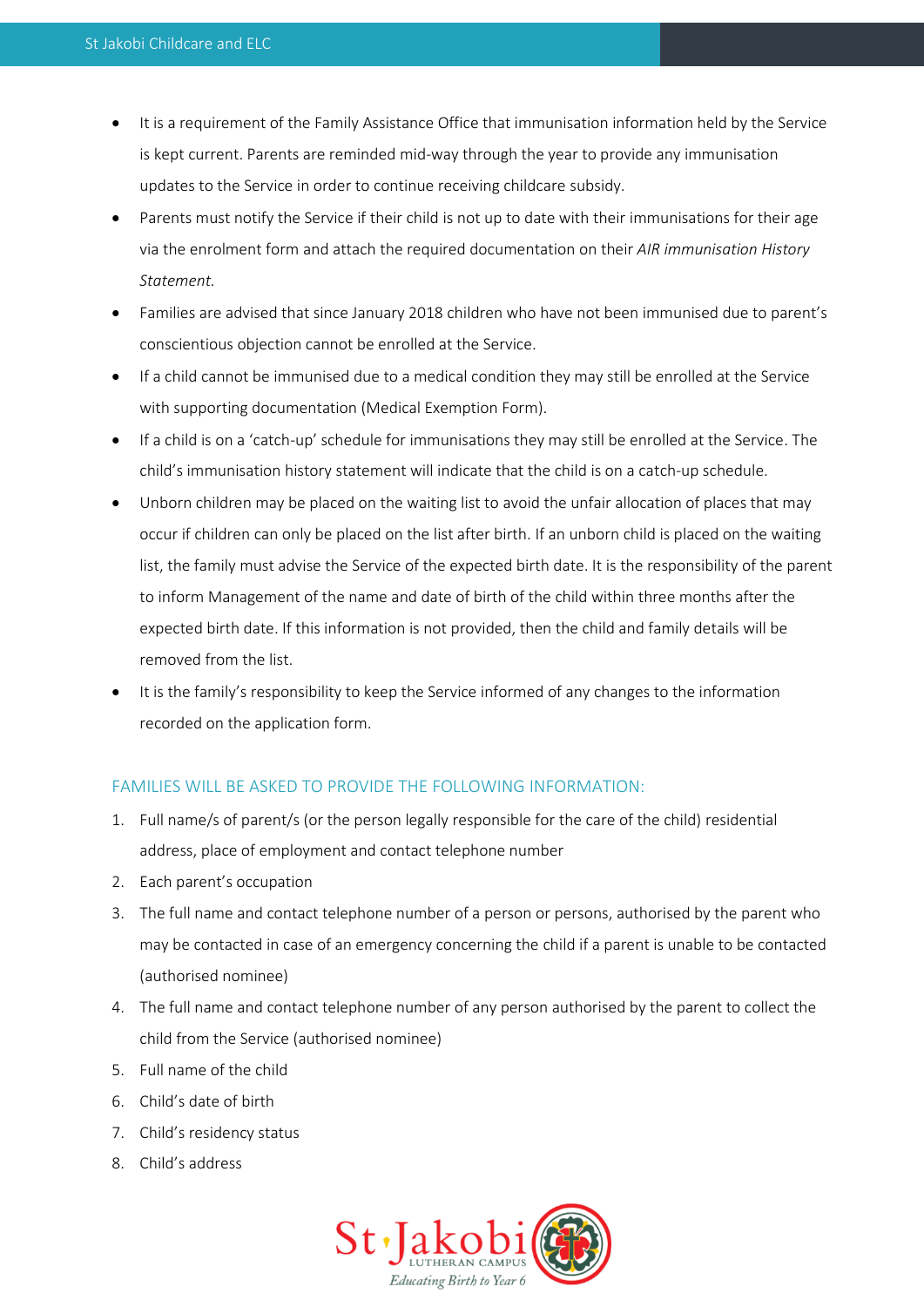- It is a requirement of the Family Assistance Office that immunisation information held by the Service is kept current. Parents are reminded mid-way through the year to provide any immunisation updates to the Service in order to continue receiving childcare subsidy.
- Parents must notify the Service if their child is not up to date with their immunisations for their age via the enrolment form and attach the required documentation on their *AIR immunisation History Statement.*
- Families are advised that since January 2018 children who have not been immunised due to parent's conscientious objection cannot be enrolled at the Service.
- If a child cannot be immunised due to a medical condition they may still be enrolled at the Service with supporting documentation (Medical Exemption Form).
- If a child is on a 'catch-up' schedule for immunisations they may still be enrolled at the Service. The child's immunisation history statement will indicate that the child is on a catch-up schedule.
- Unborn children may be placed on the waiting list to avoid the unfair allocation of places that may occur if children can only be placed on the list after birth. If an unborn child is placed on the waiting list, the family must advise the Service of the expected birth date. It is the responsibility of the parent to inform Management of the name and date of birth of the child within three months after the expected birth date. If this information is not provided, then the child and family details will be removed from the list.
- It is the family's responsibility to keep the Service informed of any changes to the information recorded on the application form.

### FAMILIES WILL BE ASKED TO PROVIDE THE FOLLOWING INFORMATION:

1. Full name/s of parent/s (or the person legally responsible for the care of the child) residential address, place of employment and contact telephone number
2. Each parent's occupation
3. The full name and contact telephone number of a person or persons, authorised by the parent who may be contacted in case of an emergency concerning the child if a parent is unable to be contacted (authorised nominee)
4. The full name and contact telephone number of any person authorised by the parent to collect the child from the Service (authorised nominee)
5. Full name of the child
6. Child's date of birth
7. Child's residency status
8. Child's address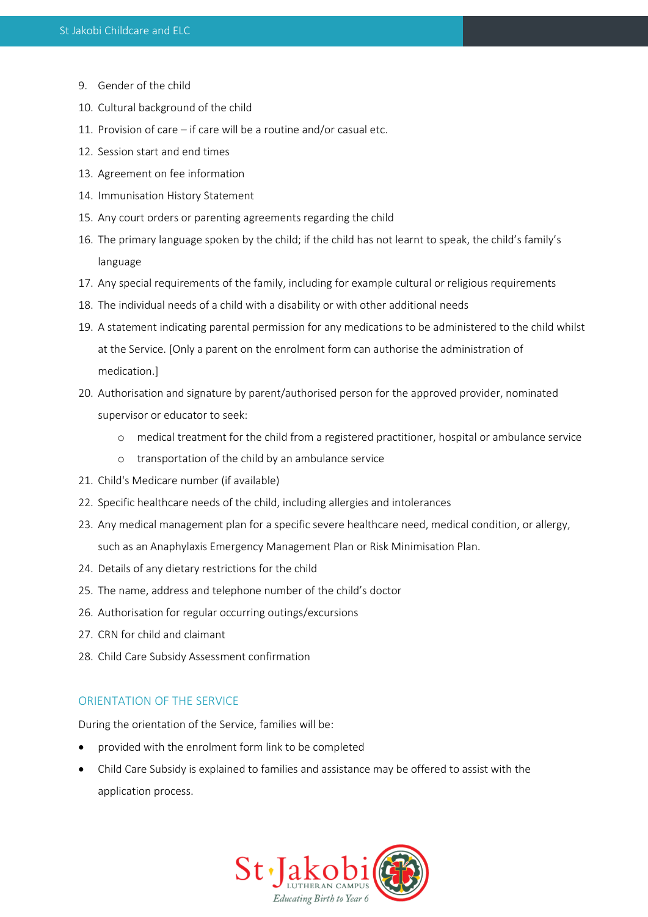9. Gender of the child
10. Cultural background of the child
11. Provision of care – if care will be a routine and/or casual etc.
12. Session start and end times
13. Agreement on fee information
14. Immunisation History Statement
15. Any court orders or parenting agreements regarding the child
16. The primary language spoken by the child; if the child has not learnt to speak, the child's family's language
17. Any special requirements of the family, including for example cultural or religious requirements
18. The individual needs of a child with a disability or with other additional needs
19. A statement indicating parental permission for any medications to be administered to the child whilst at the Service. [Only a parent on the enrolment form can authorise the administration of medication.]
20. Authorisation and signature by parent/authorised person for the approved provider, nominated supervisor or educator to seek:
    - medical treatment for the child from a registered practitioner, hospital or ambulance service
    - transportation of the child by an ambulance service
21. Child's Medicare number (if available)
22. Specific healthcare needs of the child, including allergies and intolerances
23. Any medical management plan for a specific severe healthcare need, medical condition, or allergy, such as an Anaphylaxis Emergency Management Plan or Risk Minimisation Plan.
24. Details of any dietary restrictions for the child
25. The name, address and telephone number of the child's doctor
26. Authorisation for regular occurring outings/excursions
27. CRN for child and claimant
28. Child Care Subsidy Assessment confirmation

## ORIENTATION OF THE SERVICE

During the orientation of the Service, families will be:

- provided with the enrolment form link to be completed
- Child Care Subsidy is explained to families and assistance may be offered to assist with the application process.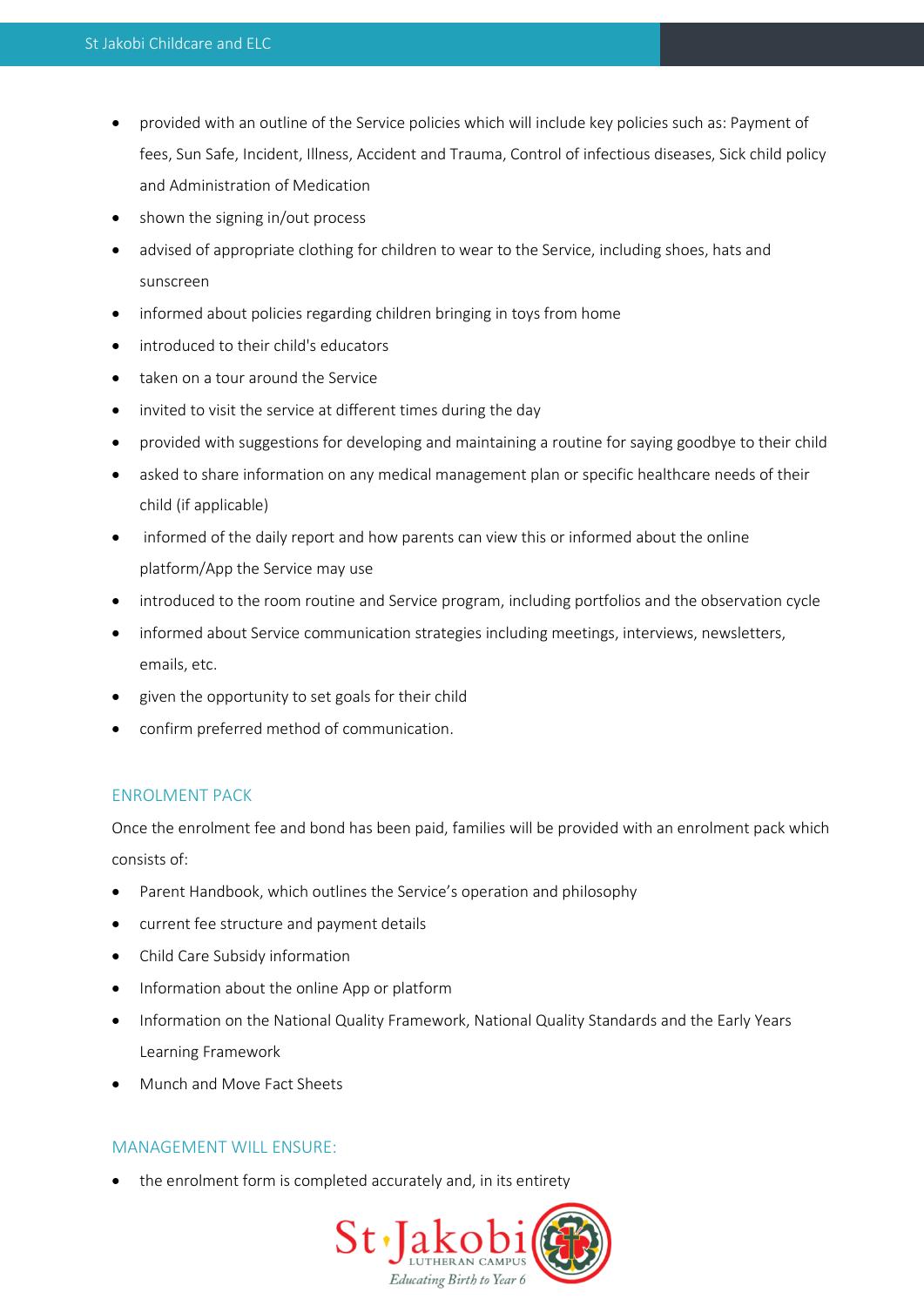- provided with an outline of the Service policies which will include key policies such as: Payment of fees, Sun Safe, Incident, Illness, Accident and Trauma, Control of infectious diseases, Sick child policy and Administration of Medication
- shown the signing in/out process
- advised of appropriate clothing for children to wear to the Service, including shoes, hats and sunscreen
- informed about policies regarding children bringing in toys from home
- introduced to their child's educators
- taken on a tour around the Service
- invited to visit the service at different times during the day
- provided with suggestions for developing and maintaining a routine for saying goodbye to their child
- asked to share information on any medical management plan or specific healthcare needs of their child (if applicable)
- informed of the daily report and how parents can view this or informed about the online platform/App the Service may use
- introduced to the room routine and Service program, including portfolios and the observation cycle
- informed about Service communication strategies including meetings, interviews, newsletters, emails, etc.
- given the opportunity to set goals for their child
- confirm preferred method of communication.

## ENROLMENT PACK

Once the enrolment fee and bond has been paid, families will be provided with an enrolment pack which consists of:

- Parent Handbook, which outlines the Service's operation and philosophy
- current fee structure and payment details
- Child Care Subsidy information
- Information about the online App or platform
- Information on the National Quality Framework, National Quality Standards and the Early Years Learning Framework
- Munch and Move Fact Sheets

## MANAGEMENT WILL ENSURE:

- the enrolment form is completed accurately and, in its entirety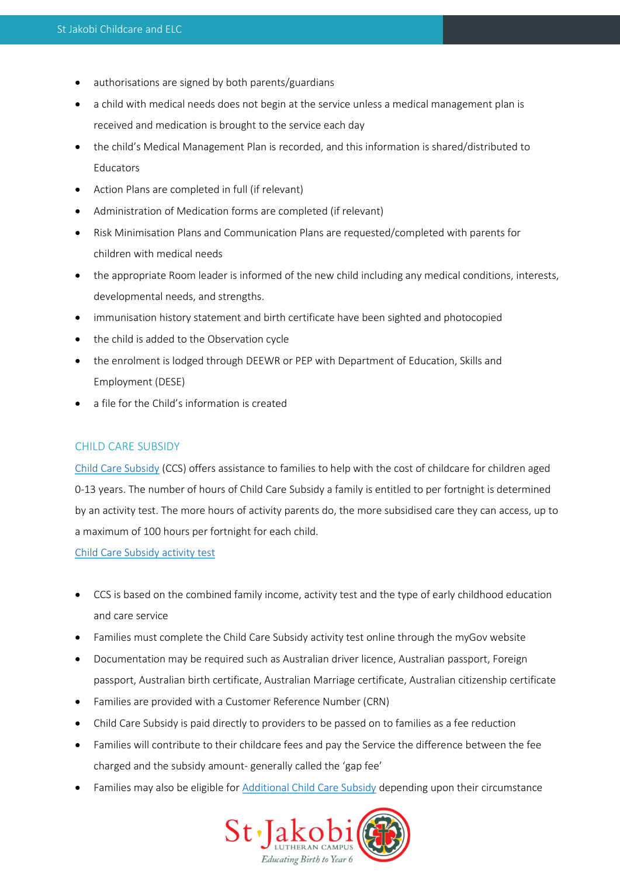- authorisations are signed by both parents/guardians
- a child with medical needs does not begin at the service unless a medical management plan is received and medication is brought to the service each day
- the child's Medical Management Plan is recorded, and this information is shared/distributed to Educators
- Action Plans are completed in full (if relevant)
- Administration of Medication forms are completed (if relevant)
- Risk Minimisation Plans and Communication Plans are requested/completed with parents for children with medical needs
- the appropriate Room leader is informed of the new child including any medical conditions, interests, developmental needs, and strengths.
- immunisation history statement and birth certificate have been sighted and photocopied
- the child is added to the Observation cycle
- the enrolment is lodged through DEEWR or PEP with Department of Education, Skills and Employment (DESE)
- a file for the Child's information is created

## CHILD CARE SUBSIDY

Child Care Subsidy (CCS) offers assistance to families to help with the cost of childcare for children aged 0-13 years. The number of hours of Child Care Subsidy a family is entitled to per fortnight is determined by an activity test. The more hours of activity parents do, the more subsidised care they can access, up to a maximum of 100 hours per fortnight for each child.

Child Care Subsidy activity test

- CCS is based on the combined family income, activity test and the type of early childhood education and care service
- Families must complete the Child Care Subsidy activity test online through the myGov website
- Documentation may be required such as Australian driver licence, Australian passport, Foreign passport, Australian birth certificate, Australian Marriage certificate, Australian citizenship certificate
- Families are provided with a Customer Reference Number (CRN)
- Child Care Subsidy is paid directly to providers to be passed on to families as a fee reduction
- Families will contribute to their childcare fees and pay the Service the difference between the fee charged and the subsidy amount- generally called the 'gap fee'
- Families may also be eligible for Additional Child Care Subsidy depending upon their circumstance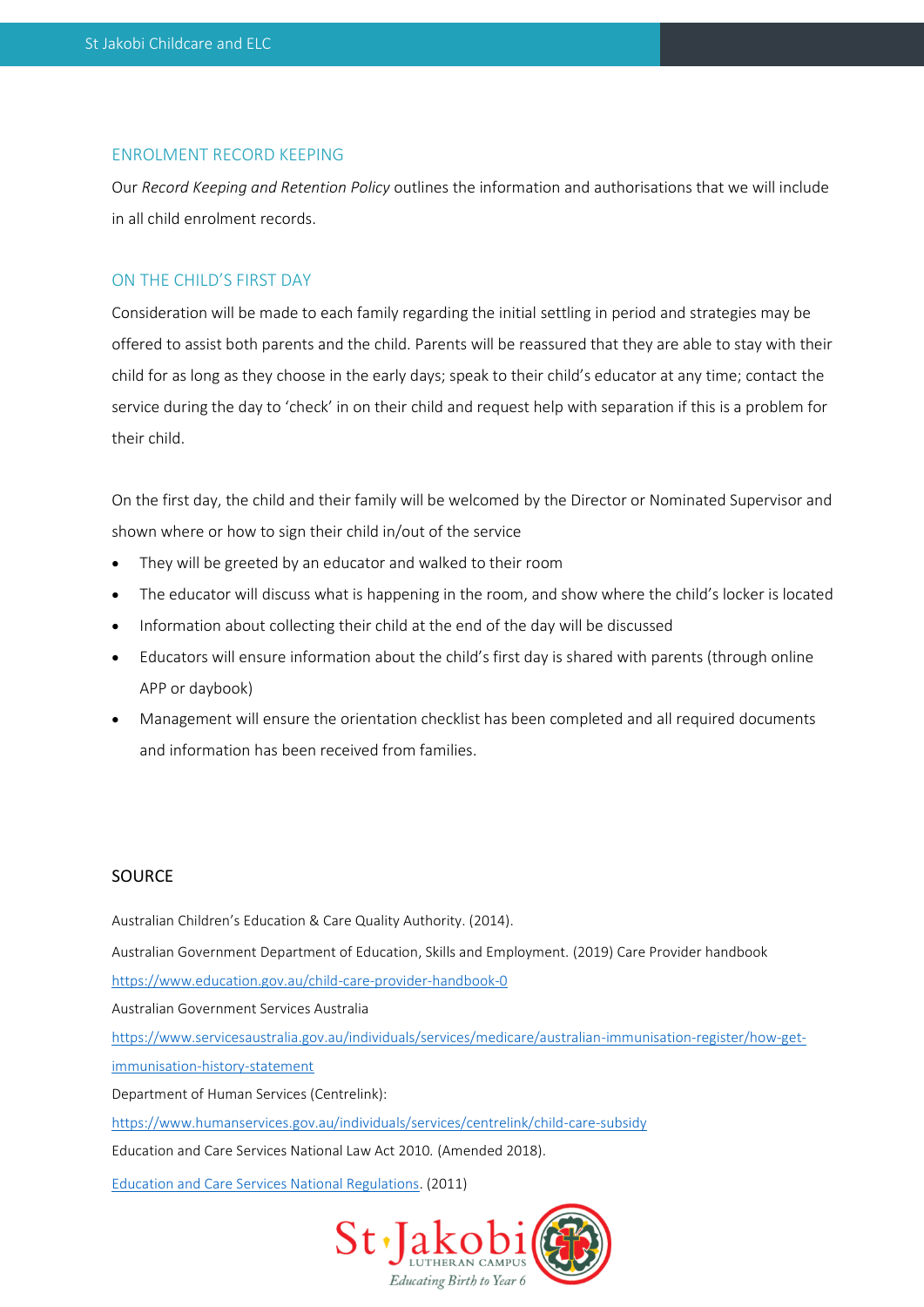## ENROLMENT RECORD KEEPING

Our *Record Keeping and Retention Policy* outlines the information and authorisations that we will include in all child enrolment records.

## ON THE CHILD'S FIRST DAY

Consideration will be made to each family regarding the initial settling in period and strategies may be offered to assist both parents and the child. Parents will be reassured that they are able to stay with their child for as long as they choose in the early days; speak to their child's educator at any time; contact the service during the day to 'check' in on their child and request help with separation if this is a problem for their child.

On the first day, the child and their family will be welcomed by the Director or Nominated Supervisor and shown where or how to sign their child in/out of the service

- They will be greeted by an educator and walked to their room
- The educator will discuss what is happening in the room, and show where the child's locker is located
- Information about collecting their child at the end of the day will be discussed
- Educators will ensure information about the child's first day is shared with parents (through online APP or daybook)
- Management will ensure the orientation checklist has been completed and all required documents and information has been received from families.

## SOURCE

Australian Children's Education & Care Quality Authority. (2014).

Australian Government Department of Education, Skills and Employment. (2019) Care Provider handbook https://www.education.gov.au/child-care-provider-handbook-0

Australian Government Services Australia https://www.servicesaustralia.gov.au/individuals/services/medicare/australian-immunisation-register/how-get-immunisation-history-statement

Department of Human Services (Centrelink): https://www.humanservices.gov.au/individuals/services/centrelink/child-care-subsidy

Education and Care Services National Law Act 2010. (Amended 2018).

Education and Care Services National Regulations. (2011)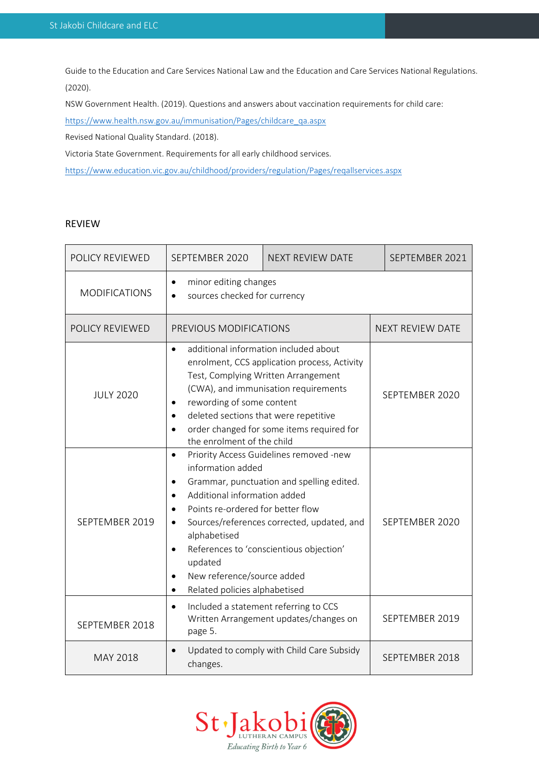Guide to the Education and Care Services National Law and the Education and Care Services National Regulations. (2020).

NSW Government Health. (2019). Questions and answers about vaccination requirements for child care: https://www.health.nsw.gov.au/immunisation/Pages/childcare_qa.aspx

Revised National Quality Standard. (2018).

Victoria State Government. Requirements for all early childhood services. https://www.education.vic.gov.au/childhood/providers/regulation/Pages/reqallservices.aspx

## REVIEW

| POLICY REVIEWED | SEPTEMBER 2020 | NEXT REVIEW DATE | SEPTEMBER 2021 |
|---|---|---|---|
| MODIFICATIONS | • minor editing changes<br>• sources checked for currency | | |
| POLICY REVIEWED | PREVIOUS MODIFICATIONS | NEXT REVIEW DATE | |
| JULY 2020 | • additional information included about enrolment, CCS application process, Activity Test, Complying Written Arrangement (CWA), and immunisation requirements<br>• rewording of some content<br>• deleted sections that were repetitive<br>• order changed for some items required for the enrolment of the child | SEPTEMBER 2020 | |
| SEPTEMBER 2019 | • Priority Access Guidelines removed -new information added<br>• Grammar, punctuation and spelling edited.<br>• Additional information added<br>• Points re-ordered for better flow<br>• Sources/references corrected, updated, and alphabetised<br>• References to 'conscientious objection' updated<br>• New reference/source added<br>• Related policies alphabetised | SEPTEMBER 2020 | |
| SEPTEMBER 2018 | • Included a statement referring to CCS Written Arrangement updates/changes on page 5. | SEPTEMBER 2019 | |
| MAY 2018 | • Updated to comply with Child Care Subsidy changes. | SEPTEMBER 2018 | |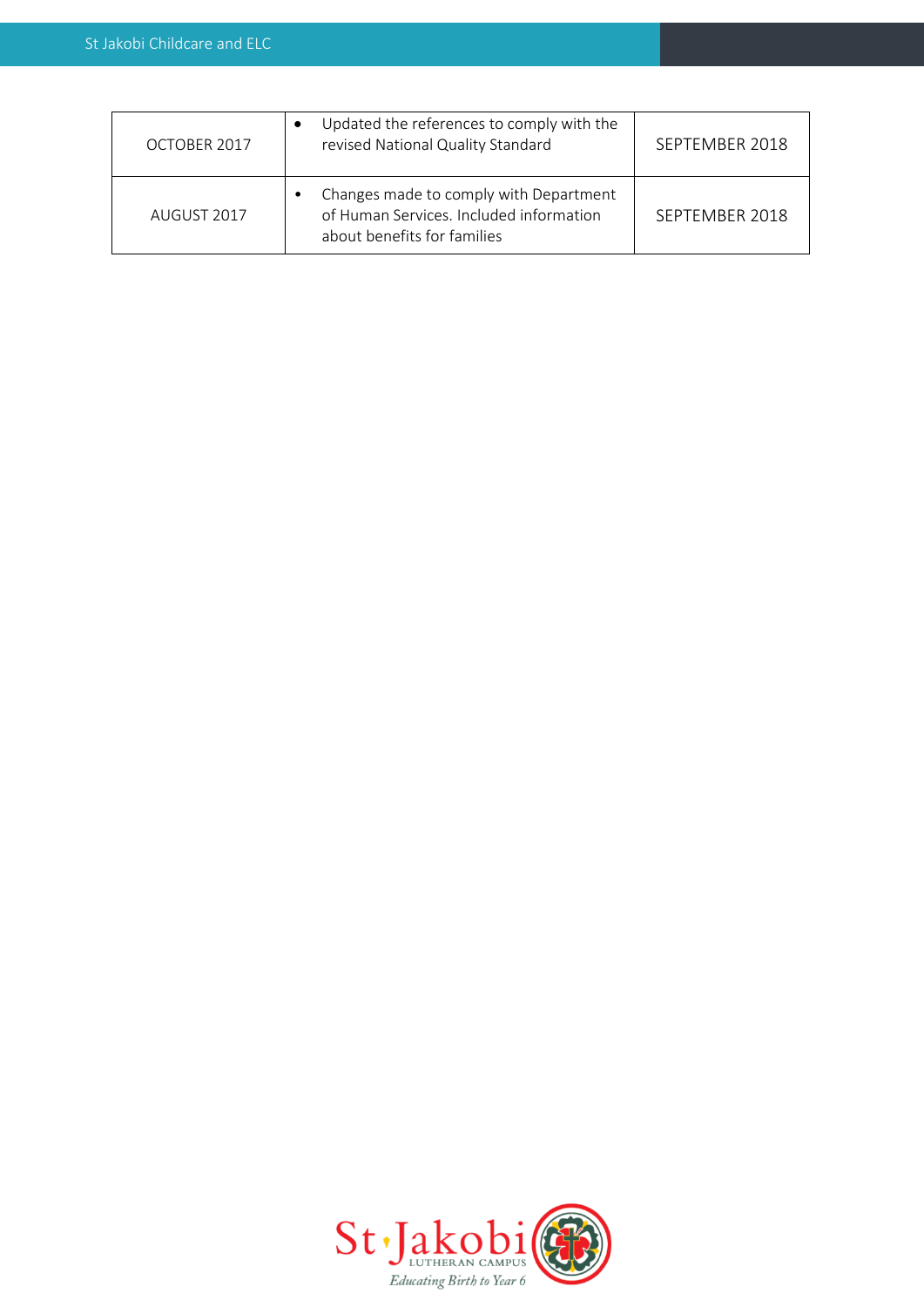| | | |
|---|---|---|
| OCTOBER 2017 | • Updated the references to comply with the revised National Quality Standard | SEPTEMBER 2018 |
| AUGUST 2017 | • Changes made to comply with Department of Human Services. Included information about benefits for families | SEPTEMBER 2018 |